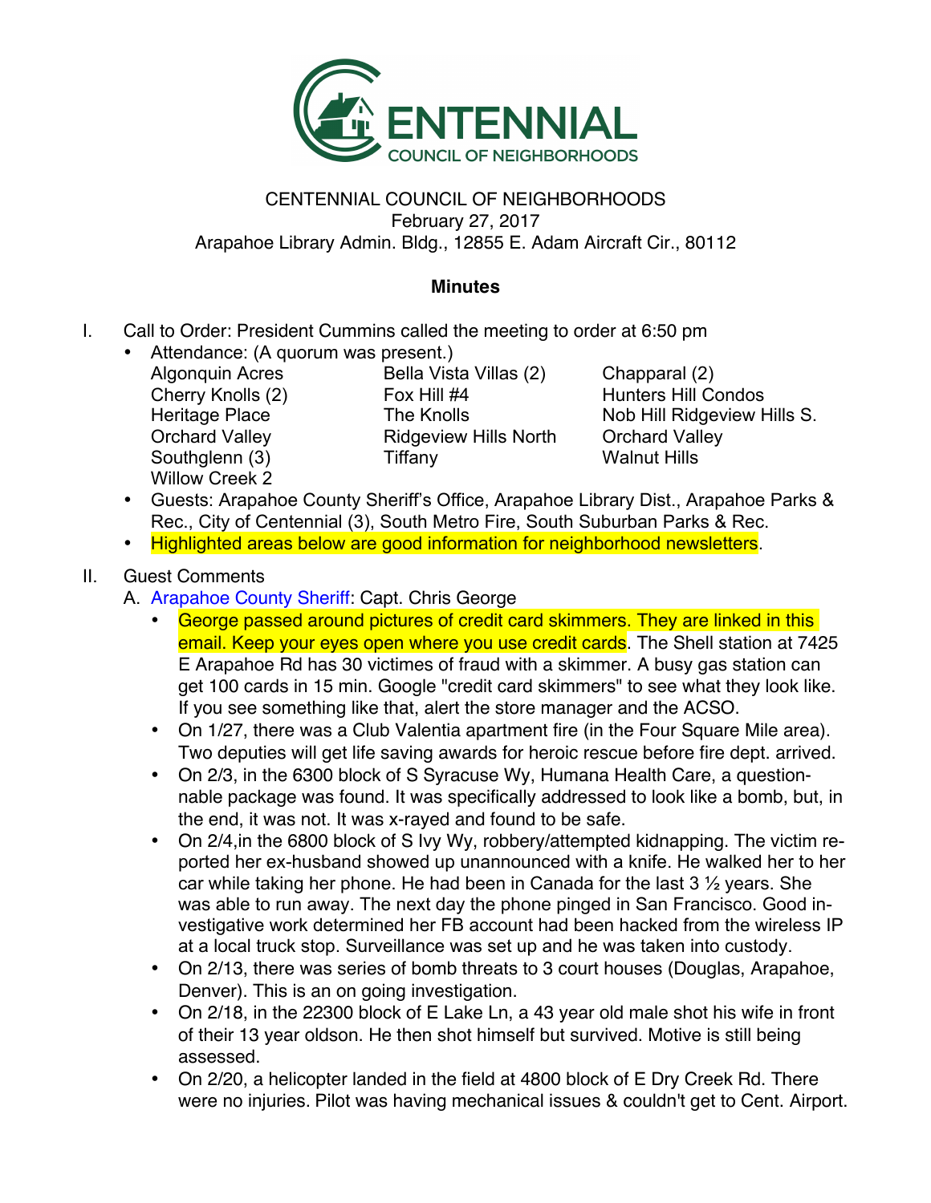CENTENNIAL COUNCIL OF NEIGHBORHOODS

CENTENNIAL COUNCIL OF NEIGHBORHOODS
February 27, 2017
Arapahoe Library Admin. Bldg., 12855 E. Adam Aircraft Cir., 80112

**Minutes**

I. Call to Order: President Cummins called the meeting to order at 6:50 pm
   - Attendance: (A quorum was present.)

| | | |
|---|---|---|
| Algonquin Acres | Bella Vista Villas (2) | Chapparal (2) |
| Cherry Knolls (2) | Fox Hill #4 | Hunters Hill Condos |
| Heritage Place | The Knolls | Nob Hill Ridgeview Hills S. |
| Orchard Valley | Ridgeview Hills North | Orchard Valley |
| Southglenn (3) | Tiffany | Walnut Hills |
| Willow Creek 2 | | |

   - Guests: Arapahoe County Sheriff's Office, Arapahoe Library Dist., Arapahoe Parks & Rec., City of Centennial (3), South Metro Fire, South Suburban Parks & Rec.
   - Highlighted areas below are good information for neighborhood newsletters.

II. Guest Comments
   A. Arapahoe County Sheriff: Capt. Chris George
      - George passed around pictures of credit card skimmers. They are linked in this email. Keep your eyes open where you use credit cards. The Shell station at 7425 E Arapahoe Rd has 30 victimes of fraud with a skimmer. A busy gas station can get 100 cards in 15 min. Google "credit card skimmers" to see what they look like. If you see something like that, alert the store manager and the ACSO.
      - On 1/27, there was a Club Valentia apartment fire (in the Four Square Mile area). Two deputies will get life saving awards for heroic rescue before fire dept. arrived.
      - On 2/3, in the 6300 block of S Syracuse Wy, Humana Health Care, a questionnable package was found. It was specifically addressed to look like a bomb, but, in the end, it was not. It was x-rayed and found to be safe.
      - On 2/4,in the 6800 block of S Ivy Wy, robbery/attempted kidnapping. The victim reported her ex-husband showed up unannounced with a knife. He walked her to her car while taking her phone. He had been in Canada for the last 3 ½ years. She was able to run away. The next day the phone pinged in San Francisco. Good investigative work determined her FB account had been hacked from the wireless IP at a local truck stop. Surveillance was set up and he was taken into custody.
      - On 2/13, there was series of bomb threats to 3 court houses (Douglas, Arapahoe, Denver). This is an on going investigation.
      - On 2/18, in the 22300 block of E Lake Ln, a 43 year old male shot his wife in front of their 13 year oldson. He then shot himself but survived. Motive is still being assessed.
      - On 2/20, a helicopter landed in the field at 4800 block of E Dry Creek Rd. There were no injuries. Pilot was having mechanical issues & couldn't get to Cent. Airport.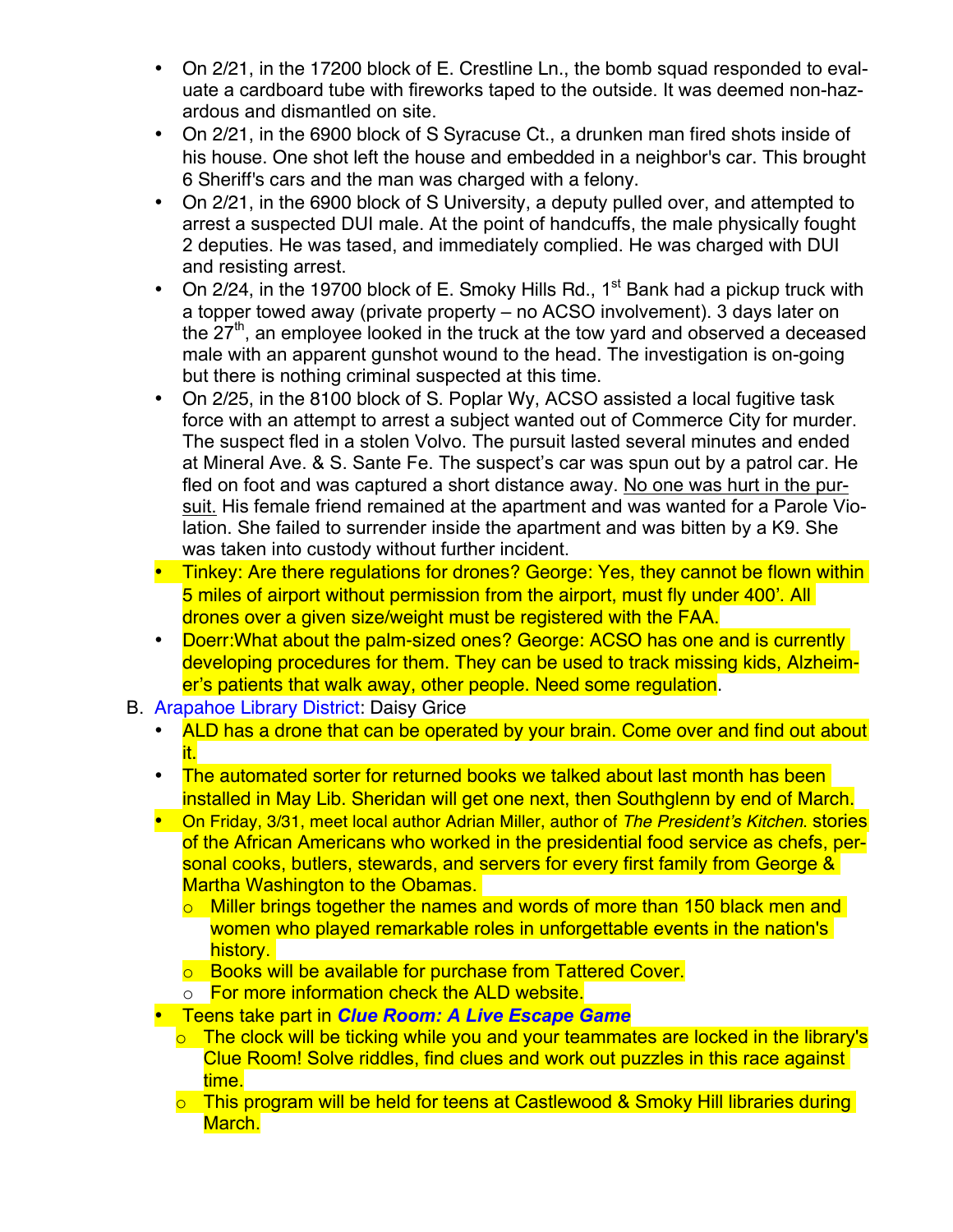- On 2/21, in the 17200 block of E. Crestline Ln., the bomb squad responded to evaluate a cardboard tube with fireworks taped to the outside. It was deemed non-hazardous and dismantled on site.
- On 2/21, in the 6900 block of S Syracuse Ct., a drunken man fired shots inside of his house. One shot left the house and embedded in a neighbor's car. This brought 6 Sheriff's cars and the man was charged with a felony.
- On 2/21, in the 6900 block of S University, a deputy pulled over, and attempted to arrest a suspected DUI male. At the point of handcuffs, the male physically fought 2 deputies. He was tased, and immediately complied. He was charged with DUI and resisting arrest.
- On 2/24, in the 19700 block of E. Smoky Hills Rd., 1st Bank had a pickup truck with a topper towed away (private property – no ACSO involvement). 3 days later on the 27th, an employee looked in the truck at the tow yard and observed a deceased male with an apparent gunshot wound to the head. The investigation is on-going but there is nothing criminal suspected at this time.
- On 2/25, in the 8100 block of S. Poplar Wy, ACSO assisted a local fugitive task force with an attempt to arrest a subject wanted out of Commerce City for murder. The suspect fled in a stolen Volvo. The pursuit lasted several minutes and ended at Mineral Ave. & S. Sante Fe. The suspect's car was spun out by a patrol car. He fled on foot and was captured a short distance away. <u>No one was hurt in the pursuit.</u> His female friend remained at the apartment and was wanted for a Parole Violation. She failed to surrender inside the apartment and was bitten by a K9. She was taken into custody without further incident.
- Tinkey: Are there regulations for drones? George: Yes, they cannot be flown within 5 miles of airport without permission from the airport, must fly under 400'. All drones over a given size/weight must be registered with the FAA.
- Doerr:What about the palm-sized ones? George: ACSO has one and is currently developing procedures for them. They can be used to track missing kids, Alzheimer's patients that walk away, other people. Need some regulation.

B. Arapahoe Library District: Daisy Grice

- ALD has a drone that can be operated by your brain. Come over and find out about it.
- The automated sorter for returned books we talked about last month has been installed in May Lib. Sheridan will get one next, then Southglenn by end of March.
- On Friday, 3/31, meet local author Adrian Miller, author of *The President's Kitchen.* stories of the African Americans who worked in the presidential food service as chefs, personal cooks, butlers, stewards, and servers for every first family from George & Martha Washington to the Obamas.
  - Miller brings together the names and words of more than 150 black men and women who played remarkable roles in unforgettable events in the nation's history.
  - Books will be available for purchase from Tattered Cover.
  - For more information check the ALD website.
- Teens take part in ***Clue Room: A Live Escape Game***
  - The clock will be ticking while you and your teammates are locked in the library's Clue Room! Solve riddles, find clues and work out puzzles in this race against time.
  - This program will be held for teens at Castlewood & Smoky Hill libraries during March.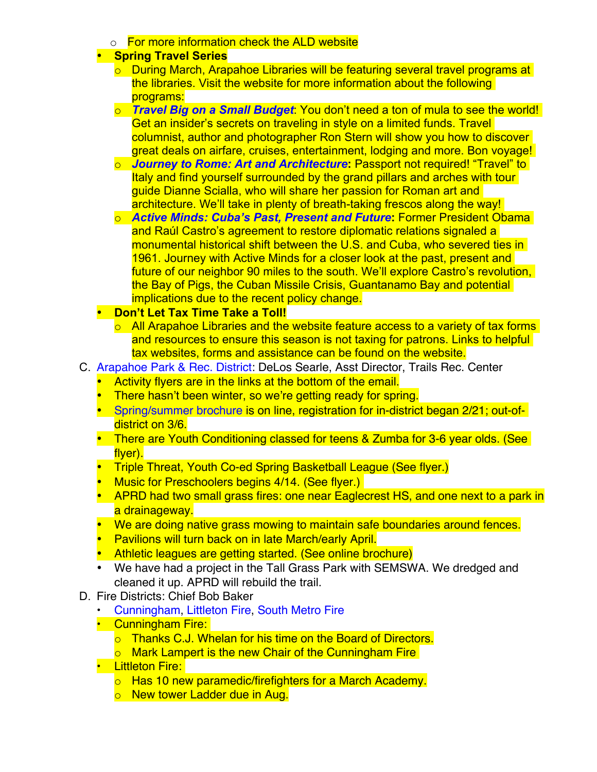- For more information check the ALD website
- **Spring Travel Series**
   - During March, Arapahoe Libraries will be featuring several travel programs at the libraries. Visit the website for more information about the following programs:
   - ***Travel Big on a Small Budget***: You don't need a ton of mula to see the world! Get an insider's secrets on traveling in style on a limited funds. Travel columnist, author and photographer Ron Stern will show you how to discover great deals on airfare, cruises, entertainment, lodging and more. Bon voyage!
   - ***Journey to Rome: Art and Architecture***: Passport not required! "Travel" to Italy and find yourself surrounded by the grand pillars and arches with tour guide Dianne Scialla, who will share her passion for Roman art and architecture. We'll take in plenty of breath-taking frescos along the way!
   - ***Active Minds: Cuba's Past, Present and Future***: Former President Obama and Raúl Castro's agreement to restore diplomatic relations signaled a monumental historical shift between the U.S. and Cuba, who severed ties in 1961. Journey with Active Minds for a closer look at the past, present and future of our neighbor 90 miles to the south. We'll explore Castro's revolution, the Bay of Pigs, the Cuban Missile Crisis, Guantanamo Bay and potential implications due to the recent policy change.
- **Don't Let Tax Time Take a Toll!**
   - All Arapahoe Libraries and the website feature access to a variety of tax forms and resources to ensure this season is not taxing for patrons. Links to helpful tax websites, forms and assistance can be found on the website.

C. Arapahoe Park & Rec. District: DeLos Searle, Asst Director, Trails Rec. Center
- Activity flyers are in the links at the bottom of the email.
- There hasn't been winter, so we're getting ready for spring.
- Spring/summer brochure is on line, registration for in-district began 2/21; out-of-district on 3/6.
- There are Youth Conditioning classed for teens & Zumba for 3-6 year olds. (See flyer).
- Triple Threat, Youth Co-ed Spring Basketball League (See flyer.)
- Music for Preschoolers begins 4/14. (See flyer.)
- APRD had two small grass fires: one near Eaglecrest HS, and one next to a park in a drainageway.
- We are doing native grass mowing to maintain safe boundaries around fences.
- Pavilions will turn back on in late March/early April.
- Athletic leagues are getting started. (See online brochure)
- We have had a project in the Tall Grass Park with SEMSWA. We dredged and cleaned it up. APRD will rebuild the trail.

D. Fire Districts: Chief Bob Baker
- Cunningham, Littleton Fire, South Metro Fire
- Cunningham Fire:
   - Thanks C.J. Whelan for his time on the Board of Directors.
   - Mark Lampert is the new Chair of the Cunningham Fire
- Littleton Fire:
   - Has 10 new paramedic/firefighters for a March Academy.
   - New tower Ladder due in Aug.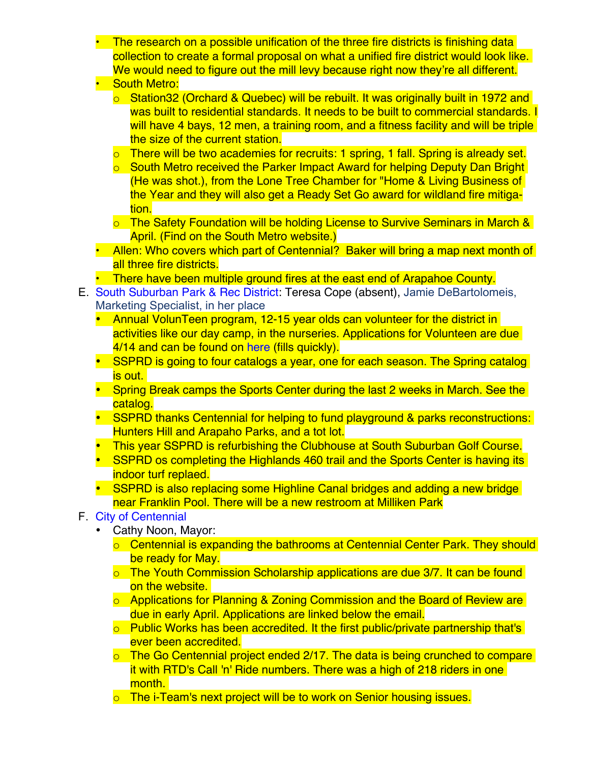- The research on a possible unification of the three fire districts is finishing data collection to create a formal proposal on what a unified fire district would look like. We would need to figure out the mill levy because right now they're all different.
- South Metro:
  - Station32 (Orchard & Quebec) will be rebuilt. It was originally built in 1972 and was built to residential standards. It needs to be built to commercial standards. I will have 4 bays, 12 men, a training room, and a fitness facility and will be triple the size of the current station.
  - There will be two academies for recruits: 1 spring, 1 fall. Spring is already set.
  - South Metro received the Parker Impact Award for helping Deputy Dan Bright (He was shot.), from the Lone Tree Chamber for "Home & Living Business of the Year and they will also get a Ready Set Go award for wildland fire mitigation.
  - The Safety Foundation will be holding License to Survive Seminars in March & April. (Find on the South Metro website.)
- Allen: Who covers which part of Centennial? Baker will bring a map next month of all three fire districts.
- There have been multiple ground fires at the east end of Arapahoe County.

E. South Suburban Park & Rec District: Teresa Cope (absent), Jamie DeBartolomeis, Marketing Specialist, in her place
- Annual VolunTeen program, 12-15 year olds can volunteer for the district in activities like our day camp, in the nurseries. Applications for Volunteen are due 4/14 and can be found on here (fills quickly).
- SSPRD is going to four catalogs a year, one for each season. The Spring catalog is out.
- Spring Break camps the Sports Center during the last 2 weeks in March. See the catalog.
- SSPRD thanks Centennial for helping to fund playground & parks reconstructions: Hunters Hill and Arapaho Parks, and a tot lot.
- This year SSPRD is refurbishing the Clubhouse at South Suburban Golf Course.
- SSPRD os completing the Highlands 460 trail and the Sports Center is having its indoor turf replaed.
- SSPRD is also replacing some Highline Canal bridges and adding a new bridge near Franklin Pool. There will be a new restroom at Milliken Park

F. City of Centennial
- Cathy Noon, Mayor:
  - Centennial is expanding the bathrooms at Centennial Center Park. They should be ready for May.
  - The Youth Commission Scholarship applications are due 3/7. It can be found on the website.
  - Applications for Planning & Zoning Commission and the Board of Review are due in early April. Applications are linked below the email.
  - Public Works has been accredited. It the first public/private partnership that's ever been accredited.
  - The Go Centennial project ended 2/17. The data is being crunched to compare it with RTD's Call 'n' Ride numbers. There was a high of 218 riders in one month.
  - The i-Team's next project will be to work on Senior housing issues.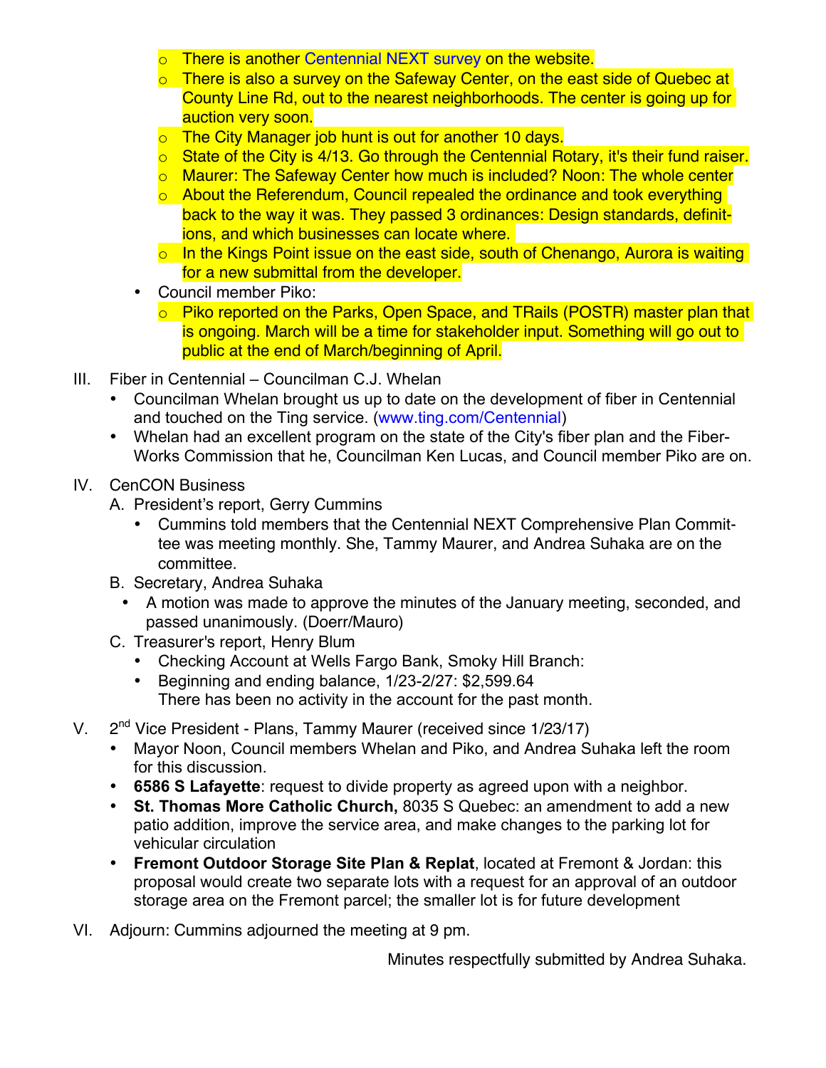- There is another Centennial NEXT survey on the website.
  - There is also a survey on the Safeway Center, on the east side of Quebec at County Line Rd, out to the nearest neighborhoods. The center is going up for auction very soon.
  - The City Manager job hunt is out for another 10 days.
  - State of the City is 4/13. Go through the Centennial Rotary, it's their fund raiser.
  - Maurer: The Safeway Center how much is included? Noon: The whole center
  - About the Referendum, Council repealed the ordinance and took everything back to the way it was. They passed 3 ordinances: Design standards, definitions, and which businesses can locate where.
  - In the Kings Point issue on the east side, south of Chenango, Aurora is waiting for a new submittal from the developer.
- Council member Piko:
  - Piko reported on the Parks, Open Space, and TRails (POSTR) master plan that is ongoing. March will be a time for stakeholder input. Something will go out to public at the end of March/beginning of April.

III. Fiber in Centennial – Councilman C.J. Whelan

- Councilman Whelan brought us up to date on the development of fiber in Centennial and touched on the Ting service. (www.ting.com/Centennial)
- Whelan had an excellent program on the state of the City's fiber plan and the FiberWorks Commission that he, Councilman Ken Lucas, and Council member Piko are on.

IV. CenCON Business

A. President's report, Gerry Cummins

- Cummins told members that the Centennial NEXT Comprehensive Plan Committee was meeting monthly. She, Tammy Maurer, and Andrea Suhaka are on the committee.

B. Secretary, Andrea Suhaka

- A motion was made to approve the minutes of the January meeting, seconded, and passed unanimously. (Doerr/Mauro)

C. Treasurer's report, Henry Blum

- Checking Account at Wells Fargo Bank, Smoky Hill Branch:
- Beginning and ending balance, 1/23-2/27: $2,599.64
  There has been no activity in the account for the past month.

V. 2nd Vice President - Plans, Tammy Maurer (received since 1/23/17)

- Mayor Noon, Council members Whelan and Piko, and Andrea Suhaka left the room for this discussion.
- **6586 S Lafayette**: request to divide property as agreed upon with a neighbor.
- **St. Thomas More Catholic Church,** 8035 S Quebec: an amendment to add a new patio addition, improve the service area, and make changes to the parking lot for vehicular circulation
- **Fremont Outdoor Storage Site Plan & Replat**, located at Fremont & Jordan: this proposal would create two separate lots with a request for an approval of an outdoor storage area on the Fremont parcel; the smaller lot is for future development

VI. Adjourn: Cummins adjourned the meeting at 9 pm.

Minutes respectfully submitted by Andrea Suhaka.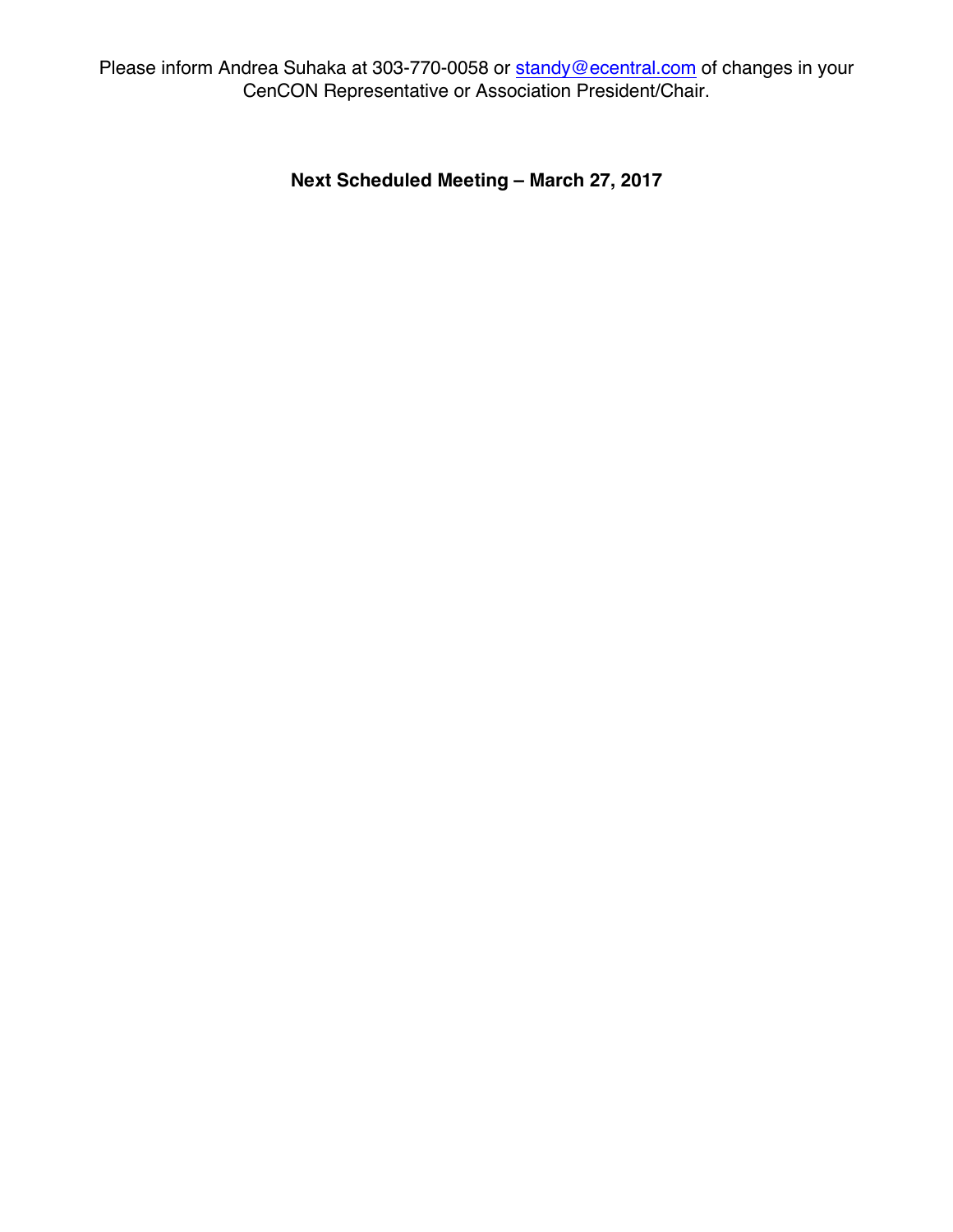Please inform Andrea Suhaka at 303-770-0058 or [standy@ecentral.com](mailto:standy@ecentral.com) of changes in your CenCON Representative or Association President/Chair.

**Next Scheduled Meeting – March 27, 2017**